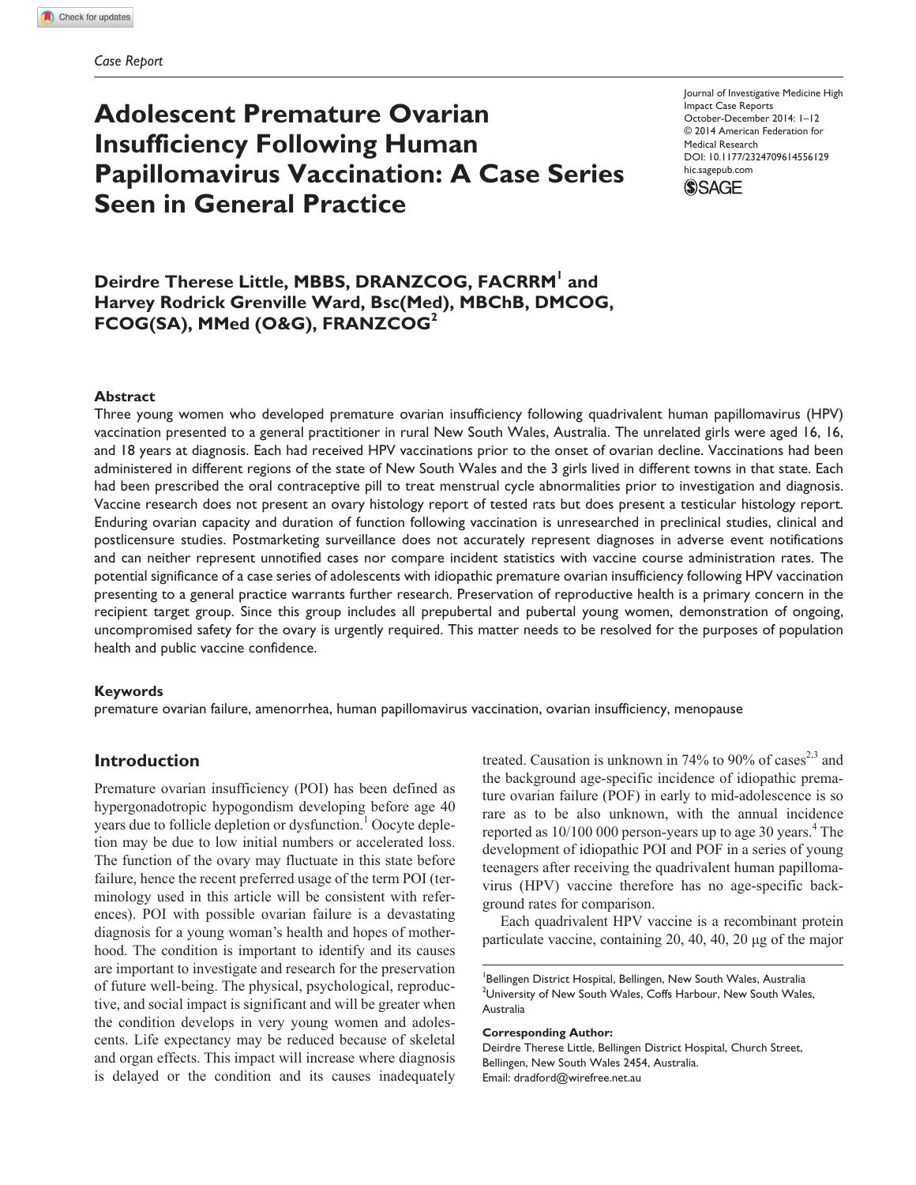*Case Report*

# Adolescent Premature Ovarian Insufficiency Following Human Papillomavirus Vaccination: A Case Series Seen in General Practice

Journal of Investigative Medicine High Impact Case Reports
October-December 2014: 1–12
© 2014 American Federation for Medical Research
DOI: 10.1177/2324709614556129
hic.sagepub.com

**Deirdre Therese Little, MBBS, DRANZCOG, FACRRM[1] and Harvey Rodrick Grenville Ward, Bsc(Med), MBChB, DMCOG, FCOG(SA), MMed (O&G), FRANZCOG[2]**

## Abstract

Three young women who developed premature ovarian insufficiency following quadrivalent human papillomavirus (HPV) vaccination presented to a general practitioner in rural New South Wales, Australia. The unrelated girls were aged 16, 16, and 18 years at diagnosis. Each had received HPV vaccinations prior to the onset of ovarian decline. Vaccinations had been administered in different regions of the state of New South Wales and the 3 girls lived in different towns in that state. Each had been prescribed the oral contraceptive pill to treat menstrual cycle abnormalities prior to investigation and diagnosis. Vaccine research does not present an ovary histology report of tested rats but does present a testicular histology report. Enduring ovarian capacity and duration of function following vaccination is unresearched in preclinical studies, clinical and postlicensure studies. Postmarketing surveillance does not accurately represent diagnoses in adverse event notifications and can neither represent unnotified cases nor compare incident statistics with vaccine course administration rates. The potential significance of a case series of adolescents with idiopathic premature ovarian insufficiency following HPV vaccination presenting to a general practice warrants further research. Preservation of reproductive health is a primary concern in the recipient target group. Since this group includes all prepubertal and pubertal young women, demonstration of ongoing, uncompromised safety for the ovary is urgently required. This matter needs to be resolved for the purposes of population health and public vaccine confidence.

## Keywords

premature ovarian failure, amenorrhea, human papillomavirus vaccination, ovarian insufficiency, menopause

## Introduction

Premature ovarian insufficiency (POI) has been defined as hypergonadotropic hypogondism developing before age 40 years due to follicle depletion or dysfunction.[1] Oocyte depletion may be due to low initial numbers or accelerated loss. The function of the ovary may fluctuate in this state before failure, hence the recent preferred usage of the term POI (terminology used in this article will be consistent with references). POI with possible ovarian failure is a devastating diagnosis for a young woman's health and hopes of motherhood. The condition is important to identify and its causes are important to investigate and research for the preservation of future well-being. The physical, psychological, reproductive, and social impact is significant and will be greater when the condition develops in very young women and adolescents. Life expectancy may be reduced because of skeletal and organ effects. This impact will increase where diagnosis is delayed or the condition and its causes inadequately treated. Causation is unknown in 74% to 90% of cases[2,3] and the background age-specific incidence of idiopathic premature ovarian failure (POF) in early to mid-adolescence is so rare as to be also unknown, with the annual incidence reported as 10/100 000 person-years up to age 30 years.[4] The development of idiopathic POI and POF in a series of young teenagers after receiving the quadrivalent human papillomavirus (HPV) vaccine therefore has no age-specific background rates for comparison.

Each quadrivalent HPV vaccine is a recombinant protein particulate vaccine, containing 20, 40, 40, 20 μg of the major

[1]Bellingen District Hospital, Bellingen, New South Wales, Australia
[2]University of New South Wales, Coffs Harbour, New South Wales, Australia

**Corresponding Author:**
Deirdre Therese Little, Bellingen District Hospital, Church Street, Bellingen, New South Wales 2454, Australia.
Email: dradford@wirefree.net.au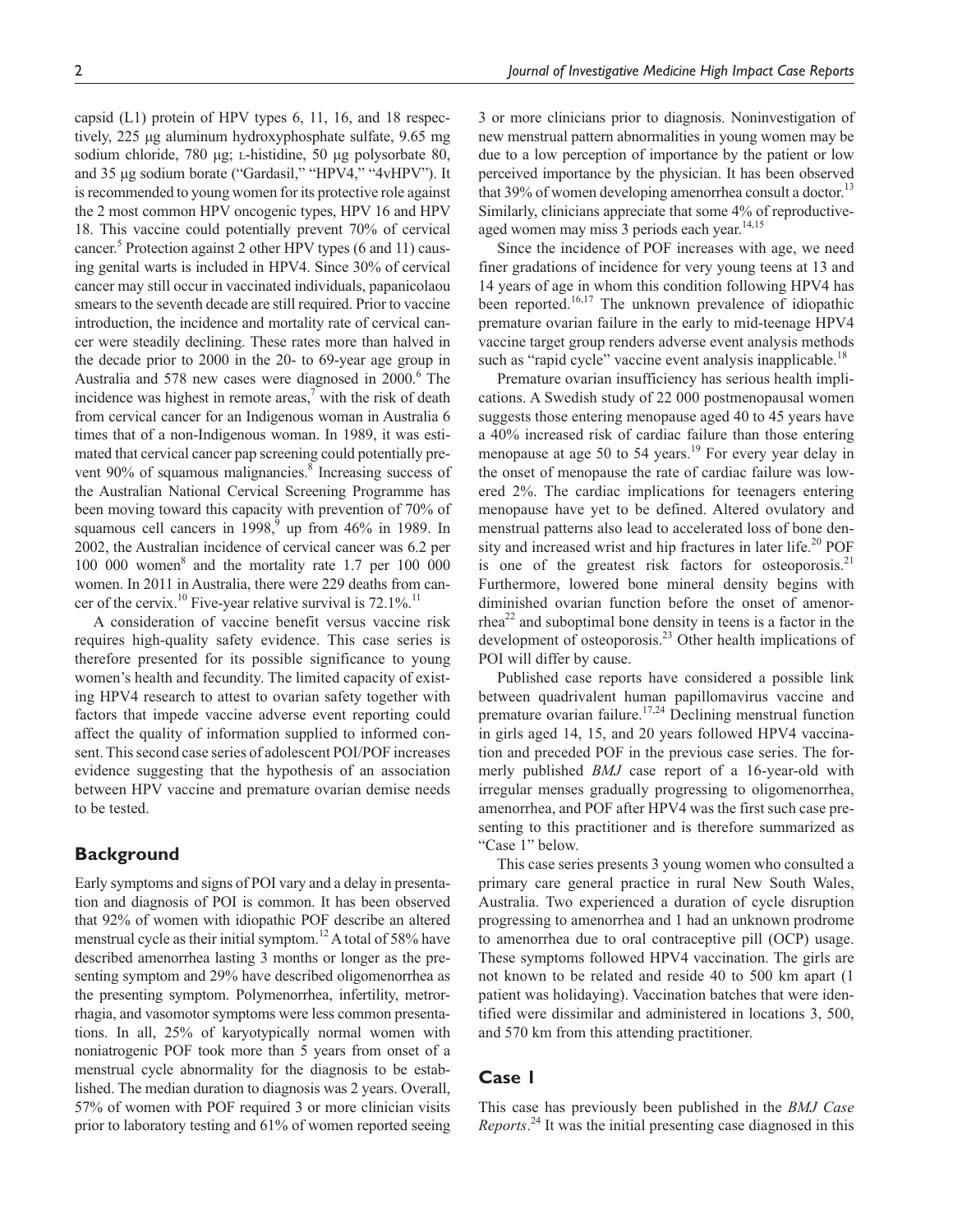capsid (L1) protein of HPV types 6, 11, 16, and 18 respectively, 225 μg aluminum hydroxyphosphate sulfate, 9.65 mg sodium chloride, 780 μg; L-histidine, 50 μg polysorbate 80, and 35 μg sodium borate ("Gardasil," "HPV4," "4vHPV"). It is recommended to young women for its protective role against the 2 most common HPV oncogenic types, HPV 16 and HPV 18. This vaccine could potentially prevent 70% of cervical cancer.[5] Protection against 2 other HPV types (6 and 11) causing genital warts is included in HPV4. Since 30% of cervical cancer may still occur in vaccinated individuals, papanicolaou smears to the seventh decade are still required. Prior to vaccine introduction, the incidence and mortality rate of cervical cancer were steadily declining. These rates more than halved in the decade prior to 2000 in the 20- to 69-year age group in Australia and 578 new cases were diagnosed in 2000.[6] The incidence was highest in remote areas,[7] with the risk of death from cervical cancer for an Indigenous woman in Australia 6 times that of a non-Indigenous woman. In 1989, it was estimated that cervical cancer pap screening could potentially prevent 90% of squamous malignancies.[8] Increasing success of the Australian National Cervical Screening Programme has been moving toward this capacity with prevention of 70% of squamous cell cancers in 1998,[9] up from 46% in 1989. In 2002, the Australian incidence of cervical cancer was 6.2 per 100 000 women[8] and the mortality rate 1.7 per 100 000 women. In 2011 in Australia, there were 229 deaths from cancer of the cervix.[10] Five-year relative survival is 72.1%.[11]

A consideration of vaccine benefit versus vaccine risk requires high-quality safety evidence. This case series is therefore presented for its possible significance to young women's health and fecundity. The limited capacity of existing HPV4 research to attest to ovarian safety together with factors that impede vaccine adverse event reporting could affect the quality of information supplied to informed consent. This second case series of adolescent POI/POF increases evidence suggesting that the hypothesis of an association between HPV vaccine and premature ovarian demise needs to be tested.

## Background

Early symptoms and signs of POI vary and a delay in presentation and diagnosis of POI is common. It has been observed that 92% of women with idiopathic POF describe an altered menstrual cycle as their initial symptom.[12] A total of 58% have described amenorrhea lasting 3 months or longer as the presenting symptom and 29% have described oligomenorrhea as the presenting symptom. Polymenorrhea, infertility, metrorrhagia, and vasomotor symptoms were less common presentations. In all, 25% of karyotypically normal women with noniatrogenic POF took more than 5 years from onset of a menstrual cycle abnormality for the diagnosis to be established. The median duration to diagnosis was 2 years. Overall, 57% of women with POF required 3 or more clinician visits prior to laboratory testing and 61% of women reported seeing 3 or more clinicians prior to diagnosis. Noninvestigation of new menstrual pattern abnormalities in young women may be due to a low perception of importance by the patient or low perceived importance by the physician. It has been observed that 39% of women developing amenorrhea consult a doctor.[13] Similarly, clinicians appreciate that some 4% of reproductive-aged women may miss 3 periods each year.[14,15]

Since the incidence of POF increases with age, we need finer gradations of incidence for very young teens at 13 and 14 years of age in whom this condition following HPV4 has been reported.[16,17] The unknown prevalence of idiopathic premature ovarian failure in the early to mid-teenage HPV4 vaccine target group renders adverse event analysis methods such as "rapid cycle" vaccine event analysis inapplicable.[18]

Premature ovarian insufficiency has serious health implications. A Swedish study of 22 000 postmenopausal women suggests those entering menopause aged 40 to 45 years have a 40% increased risk of cardiac failure than those entering menopause at age 50 to 54 years.[19] For every year delay in the onset of menopause the rate of cardiac failure was lowered 2%. The cardiac implications for teenagers entering menopause have yet to be defined. Altered ovulatory and menstrual patterns also lead to accelerated loss of bone density and increased wrist and hip fractures in later life.[20] POF is one of the greatest risk factors for osteoporosis.[21] Furthermore, lowered bone mineral density begins with diminished ovarian function before the onset of amenorrhea[22] and suboptimal bone density in teens is a factor in the development of osteoporosis.[23] Other health implications of POI will differ by cause.

Published case reports have considered a possible link between quadrivalent human papillomavirus vaccine and premature ovarian failure.[17,24] Declining menstrual function in girls aged 14, 15, and 20 years followed HPV4 vaccination and preceded POF in the previous case series. The formerly published *BMJ* case report of a 16-year-old with irregular menses gradually progressing to oligomenorrhea, amenorrhea, and POF after HPV4 was the first such case presenting to this practitioner and is therefore summarized as "Case 1" below.

This case series presents 3 young women who consulted a primary care general practice in rural New South Wales, Australia. Two experienced a duration of cycle disruption progressing to amenorrhea and 1 had an unknown prodrome to amenorrhea due to oral contraceptive pill (OCP) usage. These symptoms followed HPV4 vaccination. The girls are not known to be related and reside 40 to 500 km apart (1 patient was holidaying). Vaccination batches that were identified were dissimilar and administered in locations 3, 500, and 570 km from this attending practitioner.

## Case 1

This case has previously been published in the *BMJ Case Reports*.[24] It was the initial presenting case diagnosed in this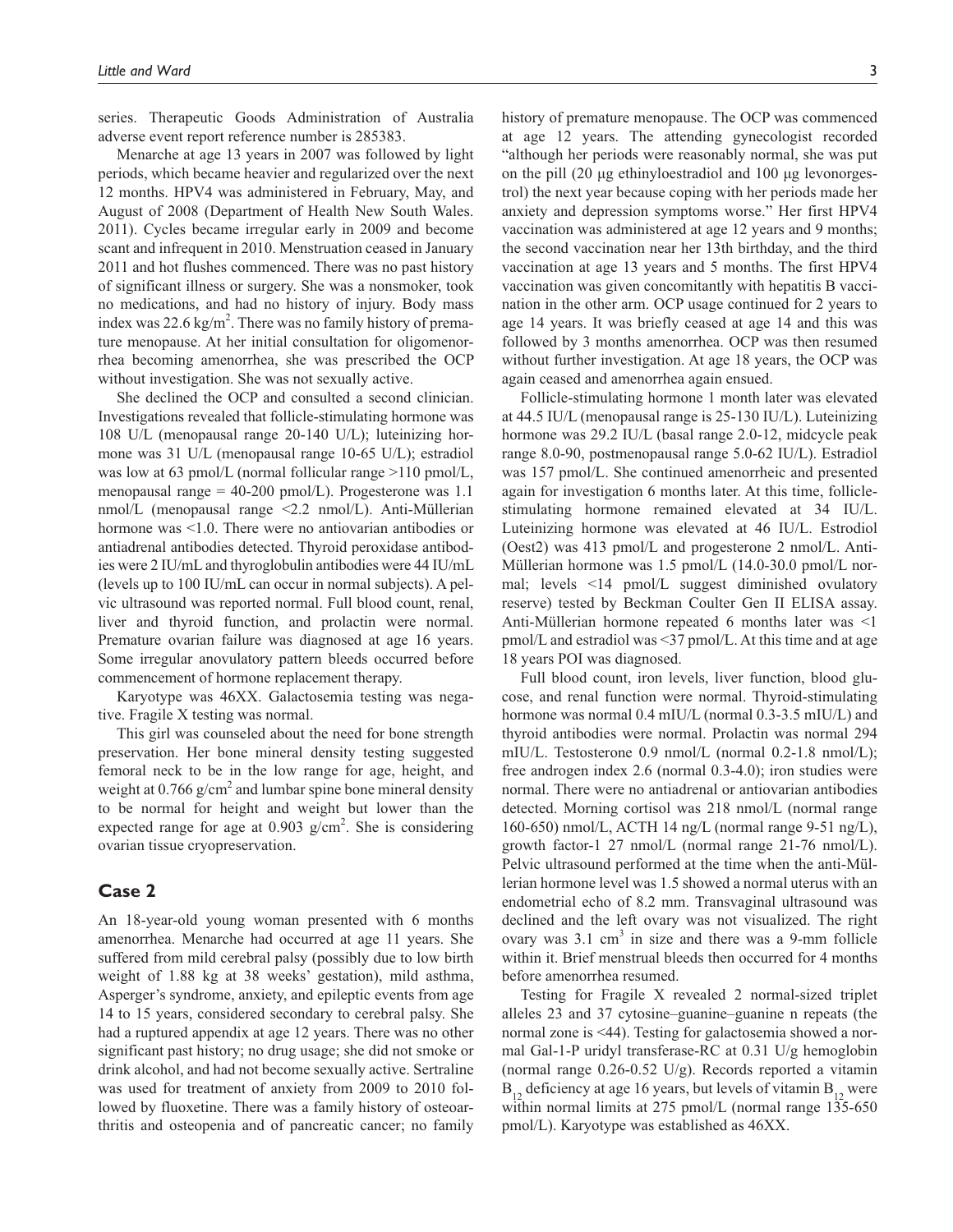series. Therapeutic Goods Administration of Australia adverse event report reference number is 285383.

Menarche at age 13 years in 2007 was followed by light periods, which became heavier and regularized over the next 12 months. HPV4 was administered in February, May, and August of 2008 (Department of Health New South Wales. 2011). Cycles became irregular early in 2009 and become scant and infrequent in 2010. Menstruation ceased in January 2011 and hot flushes commenced. There was no past history of significant illness or surgery. She was a nonsmoker, took no medications, and had no history of injury. Body mass index was 22.6 kg/m$^2$. There was no family history of premature menopause. At her initial consultation for oligomenorrhea becoming amenorrhea, she was prescribed the OCP without investigation. She was not sexually active.

She declined the OCP and consulted a second clinician. Investigations revealed that follicle-stimulating hormone was 108 U/L (menopausal range 20-140 U/L); luteinizing hormone was 31 U/L (menopausal range 10-65 U/L); estradiol was low at 63 pmol/L (normal follicular range >110 pmol/L, menopausal range = 40-200 pmol/L). Progesterone was 1.1 nmol/L (menopausal range <2.2 nmol/L). Anti-Müllerian hormone was <1.0. There were no antiovarian antibodies or antiadrenal antibodies detected. Thyroid peroxidase antibodies were 2 IU/mL and thyroglobulin antibodies were 44 IU/mL (levels up to 100 IU/mL can occur in normal subjects). A pelvic ultrasound was reported normal. Full blood count, renal, liver and thyroid function, and prolactin were normal. Premature ovarian failure was diagnosed at age 16 years. Some irregular anovulatory pattern bleeds occurred before commencement of hormone replacement therapy.

Karyotype was 46XX. Galactosemia testing was negative. Fragile X testing was normal.

This girl was counseled about the need for bone strength preservation. Her bone mineral density testing suggested femoral neck to be in the low range for age, height, and weight at 0.766 g/cm$^2$ and lumbar spine bone mineral density to be normal for height and weight but lower than the expected range for age at 0.903 g/cm$^2$. She is considering ovarian tissue cryopreservation.

## Case 2

An 18-year-old young woman presented with 6 months amenorrhea. Menarche had occurred at age 11 years. She suffered from mild cerebral palsy (possibly due to low birth weight of 1.88 kg at 38 weeks' gestation), mild asthma, Asperger's syndrome, anxiety, and epileptic events from age 14 to 15 years, considered secondary to cerebral palsy. She had a ruptured appendix at age 12 years. There was no other significant past history; no drug usage; she did not smoke or drink alcohol, and had not become sexually active. Sertraline was used for treatment of anxiety from 2009 to 2010 followed by fluoxetine. There was a family history of osteoarthritis and osteopenia and of pancreatic cancer; no family history of premature menopause. The OCP was commenced at age 12 years. The attending gynecologist recorded "although her periods were reasonably normal, she was put on the pill (20 µg ethinyloestradiol and 100 µg levonorgestrol) the next year because coping with her periods made her anxiety and depression symptoms worse." Her first HPV4 vaccination was administered at age 12 years and 9 months; the second vaccination near her 13th birthday, and the third vaccination at age 13 years and 5 months. The first HPV4 vaccination was given concomitantly with hepatitis B vaccination in the other arm. OCP usage continued for 2 years to age 14 years. It was briefly ceased at age 14 and this was followed by 3 months amenorrhea. OCP was then resumed without further investigation. At age 18 years, the OCP was again ceased and amenorrhea again ensued.

Follicle-stimulating hormone 1 month later was elevated at 44.5 IU/L (menopausal range is 25-130 IU/L). Luteinizing hormone was 29.2 IU/L (basal range 2.0-12, midcycle peak range 8.0-90, postmenopausal range 5.0-62 IU/L). Estradiol was 157 pmol/L. She continued amenorrheic and presented again for investigation 6 months later. At this time, follicle-stimulating hormone remained elevated at 34 IU/L. Luteinizing hormone was elevated at 46 IU/L. Estrodiol (Oest2) was 413 pmol/L and progesterone 2 nmol/L. Anti-Müllerian hormone was 1.5 pmol/L (14.0-30.0 pmol/L normal; levels <14 pmol/L suggest diminished ovulatory reserve) tested by Beckman Coulter Gen II ELISA assay. Anti-Müllerian hormone repeated 6 months later was <1 pmol/L and estradiol was <37 pmol/L. At this time and at age 18 years POI was diagnosed.

Full blood count, iron levels, liver function, blood glucose, and renal function were normal. Thyroid-stimulating hormone was normal 0.4 mIU/L (normal 0.3-3.5 mIU/L) and thyroid antibodies were normal. Prolactin was normal 294 mIU/L. Testosterone 0.9 nmol/L (normal 0.2-1.8 nmol/L); free androgen index 2.6 (normal 0.3-4.0); iron studies were normal. There were no antiadrenal or antiovarian antibodies detected. Morning cortisol was 218 nmol/L (normal range 160-650) nmol/L, ACTH 14 ng/L (normal range 9-51 ng/L), growth factor-1 27 nmol/L (normal range 21-76 nmol/L). Pelvic ultrasound performed at the time when the anti-Müllerian hormone level was 1.5 showed a normal uterus with an endometrial echo of 8.2 mm. Transvaginal ultrasound was declined and the left ovary was not visualized. The right ovary was 3.1 cm$^3$ in size and there was a 9-mm follicle within it. Brief menstrual bleeds then occurred for 4 months before amenorrhea resumed.

Testing for Fragile X revealed 2 normal-sized triplet alleles 23 and 37 cytosine–guanine–guanine n repeats (the normal zone is <44). Testing for galactosemia showed a normal Gal-1-P uridyl transferase-RC at 0.31 U/g hemoglobin (normal range 0.26-0.52 U/g). Records reported a vitamin $B_{12}$ deficiency at age 16 years, but levels of vitamin $B_{12}$ were within normal limits at 275 pmol/L (normal range 135-650 pmol/L). Karyotype was established as 46XX.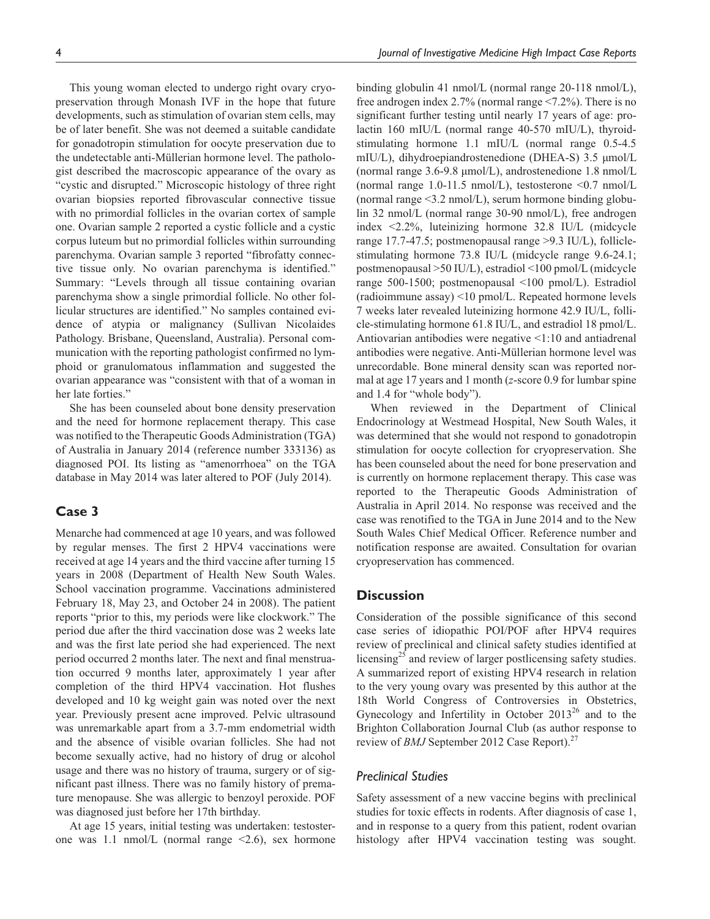This young woman elected to undergo right ovary cryopreservation through Monash IVF in the hope that future developments, such as stimulation of ovarian stem cells, may be of later benefit. She was not deemed a suitable candidate for gonadotropin stimulation for oocyte preservation due to the undetectable anti-Müllerian hormone level. The pathologist described the macroscopic appearance of the ovary as "cystic and disrupted." Microscopic histology of three right ovarian biopsies reported fibrovascular connective tissue with no primordial follicles in the ovarian cortex of sample one. Ovarian sample 2 reported a cystic follicle and a cystic corpus luteum but no primordial follicles within surrounding parenchyma. Ovarian sample 3 reported "fibrofatty connective tissue only. No ovarian parenchyma is identified." Summary: "Levels through all tissue containing ovarian parenchyma show a single primordial follicle. No other follicular structures are identified." No samples contained evidence of atypia or malignancy (Sullivan Nicolaides Pathology. Brisbane, Queensland, Australia). Personal communication with the reporting pathologist confirmed no lymphoid or granulomatous inflammation and suggested the ovarian appearance was "consistent with that of a woman in her late forties."

She has been counseled about bone density preservation and the need for hormone replacement therapy. This case was notified to the Therapeutic Goods Administration (TGA) of Australia in January 2014 (reference number 333136) as diagnosed POI. Its listing as "amenorrhoea" on the TGA database in May 2014 was later altered to POF (July 2014).

## Case 3

Menarche had commenced at age 10 years, and was followed by regular menses. The first 2 HPV4 vaccinations were received at age 14 years and the third vaccine after turning 15 years in 2008 (Department of Health New South Wales. School vaccination programme. Vaccinations administered February 18, May 23, and October 24 in 2008). The patient reports "prior to this, my periods were like clockwork." The period due after the third vaccination dose was 2 weeks late and was the first late period she had experienced. The next period occurred 2 months later. The next and final menstruation occurred 9 months later, approximately 1 year after completion of the third HPV4 vaccination. Hot flushes developed and 10 kg weight gain was noted over the next year. Previously present acne improved. Pelvic ultrasound was unremarkable apart from a 3.7-mm endometrial width and the absence of visible ovarian follicles. She had not become sexually active, had no history of drug or alcohol usage and there was no history of trauma, surgery or of significant past illness. There was no family history of premature menopause. She was allergic to benzoyl peroxide. POF was diagnosed just before her 17th birthday.

At age 15 years, initial testing was undertaken: testosterone was 1.1 nmol/L (normal range <2.6), sex hormone binding globulin 41 nmol/L (normal range 20-118 nmol/L), free androgen index 2.7% (normal range <7.2%). There is no significant further testing until nearly 17 years of age: prolactin 160 mIU/L (normal range 40-570 mIU/L), thyroid-stimulating hormone 1.1 mIU/L (normal range 0.5-4.5 mIU/L), dihydroepiandrostenedione (DHEA-S) 3.5 μmol/L (normal range 3.6-9.8 μmol/L), androstenedione 1.8 nmol/L (normal range 1.0-11.5 nmol/L), testosterone <0.7 nmol/L (normal range <3.2 nmol/L), serum hormone binding globulin 32 nmol/L (normal range 30-90 nmol/L), free androgen index <2.2%, luteinizing hormone 32.8 IU/L (midcycle range 17.7-47.5; postmenopausal range >9.3 IU/L), follicle-stimulating hormone 73.8 IU/L (midcycle range 9.6-24.1; postmenopausal >50 IU/L), estradiol <100 pmol/L (midcycle range 500-1500; postmenopausal <100 pmol/L). Estradiol (radioimmune assay) <10 pmol/L. Repeated hormone levels 7 weeks later revealed luteinizing hormone 42.9 IU/L, follicle-stimulating hormone 61.8 IU/L, and estradiol 18 pmol/L. Antiovarian antibodies were negative <1:10 and antiadrenal antibodies were negative. Anti-Müllerian hormone level was unrecordable. Bone mineral density scan was reported normal at age 17 years and 1 month (*z*-score 0.9 for lumbar spine and 1.4 for "whole body").

When reviewed in the Department of Clinical Endocrinology at Westmead Hospital, New South Wales, it was determined that she would not respond to gonadotropin stimulation for oocyte collection for cryopreservation. She has been counseled about the need for bone preservation and is currently on hormone replacement therapy. This case was reported to the Therapeutic Goods Administration of Australia in April 2014. No response was received and the case was renotified to the TGA in June 2014 and to the New South Wales Chief Medical Officer. Reference number and notification response are awaited. Consultation for ovarian cryopreservation has commenced.

## Discussion

Consideration of the possible significance of this second case series of idiopathic POI/POF after HPV4 requires review of preclinical and clinical safety studies identified at licensing[25] and review of larger postlicensing safety studies. A summarized report of existing HPV4 research in relation to the very young ovary was presented by this author at the 18th World Congress of Controversies in Obstetrics, Gynecology and Infertility in October 2013[26] and to the Brighton Collaboration Journal Club (as author response to review of *BMJ* September 2012 Case Report).[27]

### Preclinical Studies

Safety assessment of a new vaccine begins with preclinical studies for toxic effects in rodents. After diagnosis of case 1, and in response to a query from this patient, rodent ovarian histology after HPV4 vaccination testing was sought.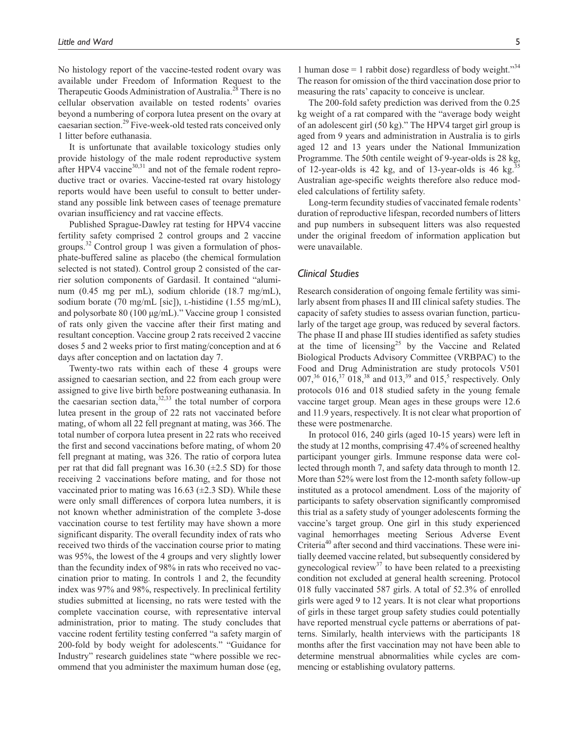No histology report of the vaccine-tested rodent ovary was available under Freedom of Information Request to the Therapeutic Goods Administration of Australia.[28] There is no cellular observation available on tested rodents' ovaries beyond a numbering of corpora lutea present on the ovary at caesarian section.[29] Five-week-old tested rats conceived only 1 litter before euthanasia.

It is unfortunate that available toxicology studies only provide histology of the male rodent reproductive system after HPV4 vaccine[30,31] and not of the female rodent reproductive tract or ovaries. Vaccine-tested rat ovary histology reports would have been useful to consult to better understand any possible link between cases of teenage premature ovarian insufficiency and rat vaccine effects.

Published Sprague-Dawley rat testing for HPV4 vaccine fertility safety comprised 2 control groups and 2 vaccine groups.[32] Control group 1 was given a formulation of phosphate-buffered saline as placebo (the chemical formulation selected is not stated). Control group 2 consisted of the carrier solution components of Gardasil. It contained "aluminum (0.45 mg per mL), sodium chloride (18.7 mg/mL), sodium borate (70 mg/mL [sic]), L-histidine (1.55 mg/mL), and polysorbate 80 (100 μg/mL)." Vaccine group 1 consisted of rats only given the vaccine after their first mating and resultant conception. Vaccine group 2 rats received 2 vaccine doses 5 and 2 weeks prior to first mating/conception and at 6 days after conception and on lactation day 7.

Twenty-two rats within each of these 4 groups were assigned to caesarian section, and 22 from each group were assigned to give live birth before postweaning euthanasia. In the caesarian section data,[32,33] the total number of corpora lutea present in the group of 22 rats not vaccinated before mating, of whom all 22 fell pregnant at mating, was 366. The total number of corpora lutea present in 22 rats who received the first and second vaccinations before mating, of whom 20 fell pregnant at mating, was 326. The ratio of corpora lutea per rat that did fall pregnant was 16.30 (±2.5 SD) for those receiving 2 vaccinations before mating, and for those not vaccinated prior to mating was 16.63 (±2.3 SD). While these were only small differences of corpora lutea numbers, it is not known whether administration of the complete 3-dose vaccination course to test fertility may have shown a more significant disparity. The overall fecundity index of rats who received two thirds of the vaccination course prior to mating was 95%, the lowest of the 4 groups and very slightly lower than the fecundity index of 98% in rats who received no vaccination prior to mating. In controls 1 and 2, the fecundity index was 97% and 98%, respectively. In preclinical fertility studies submitted at licensing, no rats were tested with the complete vaccination course, with representative interval administration, prior to mating. The study concludes that vaccine rodent fertility testing conferred "a safety margin of 200-fold by body weight for adolescents." "Guidance for Industry" research guidelines state "where possible we recommend that you administer the maximum human dose (eg, 1 human dose = 1 rabbit dose) regardless of body weight."[34] The reason for omission of the third vaccination dose prior to measuring the rats' capacity to conceive is unclear.

The 200-fold safety prediction was derived from the 0.25 kg weight of a rat compared with the "average body weight of an adolescent girl (50 kg)." The HPV4 target girl group is aged from 9 years and administration in Australia is to girls aged 12 and 13 years under the National Immunization Programme. The 50th centile weight of 9-year-olds is 28 kg, of 12-year-olds is 42 kg, and of 13-year-olds is 46 kg.[35] Australian age-specific weights therefore also reduce modeled calculations of fertility safety.

Long-term fecundity studies of vaccinated female rodents' duration of reproductive lifespan, recorded numbers of litters and pup numbers in subsequent litters was also requested under the original freedom of information application but were unavailable.

## *Clinical Studies*

Research consideration of ongoing female fertility was similarly absent from phases II and III clinical safety studies. The capacity of safety studies to assess ovarian function, particularly of the target age group, was reduced by several factors. The phase II and phase III studies identified as safety studies at the time of licensing[25] by the Vaccine and Related Biological Products Advisory Committee (VRBPAC) to the Food and Drug Administration are study protocols V501 007,[36] 016,[37] 018,[38] and 013,[39] and 015,[5] respectively. Only protocols 016 and 018 studied safety in the young female vaccine target group. Mean ages in these groups were 12.6 and 11.9 years, respectively. It is not clear what proportion of these were postmenarche.

In protocol 016, 240 girls (aged 10-15 years) were left in the study at 12 months, comprising 47.4% of screened healthy participant younger girls. Immune response data were collected through month 7, and safety data through to month 12. More than 52% were lost from the 12-month safety follow-up instituted as a protocol amendment. Loss of the majority of participants to safety observation significantly compromised this trial as a safety study of younger adolescents forming the vaccine's target group. One girl in this study experienced vaginal hemorrhages meeting Serious Adverse Event Criteria[40] after second and third vaccinations. These were initially deemed vaccine related, but subsequently considered by gynecological review[37] to have been related to a preexisting condition not excluded at general health screening. Protocol 018 fully vaccinated 587 girls. A total of 52.3% of enrolled girls were aged 9 to 12 years. It is not clear what proportions of girls in these target group safety studies could potentially have reported menstrual cycle patterns or aberrations of patterns. Similarly, health interviews with the participants 18 months after the first vaccination may not have been able to determine menstrual abnormalities while cycles are commencing or establishing ovulatory patterns.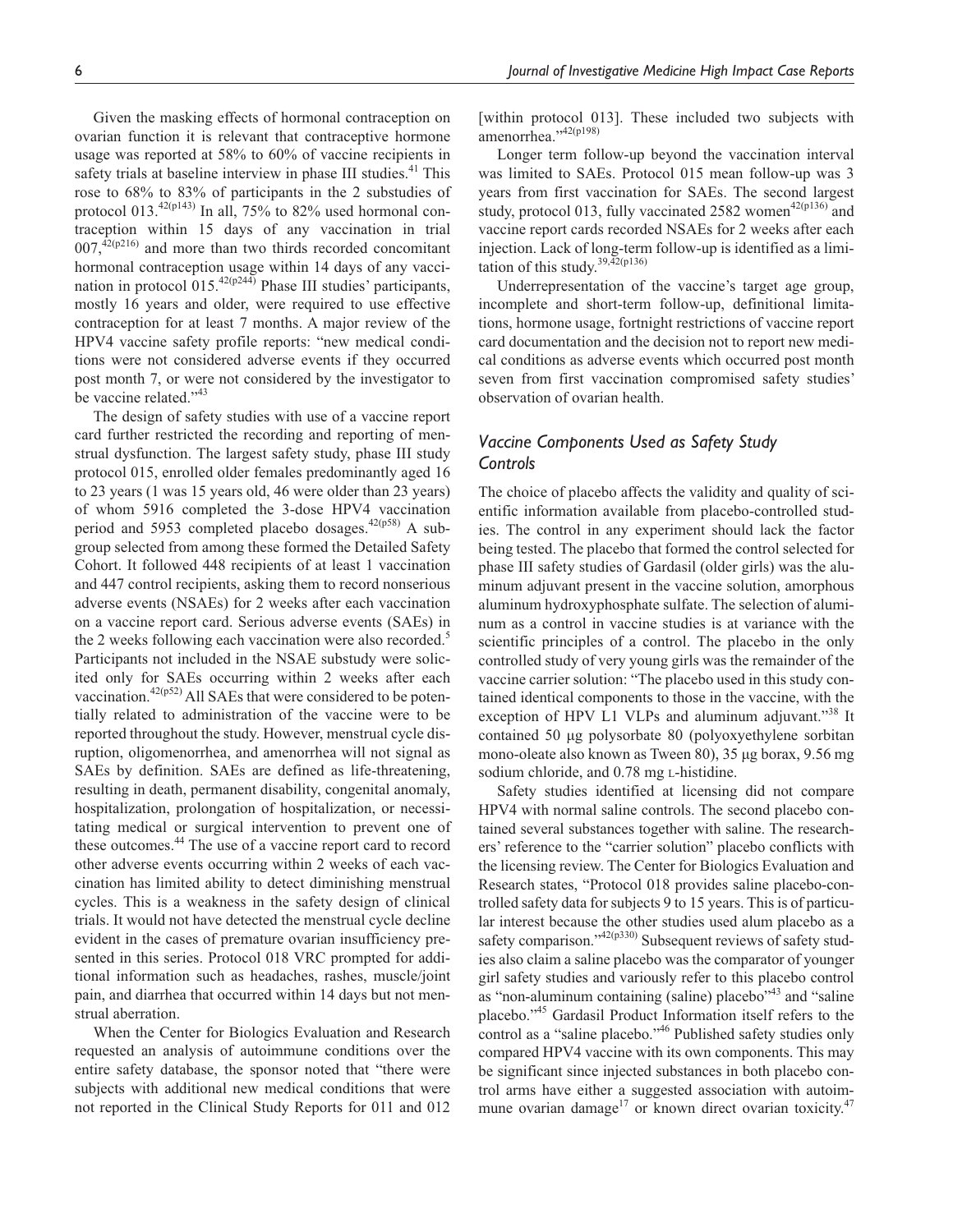Given the masking effects of hormonal contraception on ovarian function it is relevant that contraceptive hormone usage was reported at 58% to 60% of vaccine recipients in safety trials at baseline interview in phase III studies.[41] This rose to 68% to 83% of participants in the 2 substudies of protocol 013.[42(p143)] In all, 75% to 82% used hormonal contraception within 15 days of any vaccination in trial 007,[42(p216)] and more than two thirds recorded concomitant hormonal contraception usage within 14 days of any vaccination in protocol 015.[42(p244)] Phase III studies' participants, mostly 16 years and older, were required to use effective contraception for at least 7 months. A major review of the HPV4 vaccine safety profile reports: "new medical conditions were not considered adverse events if they occurred post month 7, or were not considered by the investigator to be vaccine related."[43]

The design of safety studies with use of a vaccine report card further restricted the recording and reporting of menstrual dysfunction. The largest safety study, phase III study protocol 015, enrolled older females predominantly aged 16 to 23 years (1 was 15 years old, 46 were older than 23 years) of whom 5916 completed the 3-dose HPV4 vaccination period and 5953 completed placebo dosages.[42(p58)] A subgroup selected from among these formed the Detailed Safety Cohort. It followed 448 recipients of at least 1 vaccination and 447 control recipients, asking them to record nonserious adverse events (NSAEs) for 2 weeks after each vaccination on a vaccine report card. Serious adverse events (SAEs) in the 2 weeks following each vaccination were also recorded.[5] Participants not included in the NSAE substudy were solicited only for SAEs occurring within 2 weeks after each vaccination.[42(p52)] All SAEs that were considered to be potentially related to administration of the vaccine were to be reported throughout the study. However, menstrual cycle disruption, oligomenorrhea, and amenorrhea will not signal as SAEs by definition. SAEs are defined as life-threatening, resulting in death, permanent disability, congenital anomaly, hospitalization, prolongation of hospitalization, or necessitating medical or surgical intervention to prevent one of these outcomes.[44] The use of a vaccine report card to record other adverse events occurring within 2 weeks of each vaccination has limited ability to detect diminishing menstrual cycles. This is a weakness in the safety design of clinical trials. It would not have detected the menstrual cycle decline evident in the cases of premature ovarian insufficiency presented in this series. Protocol 018 VRC prompted for additional information such as headaches, rashes, muscle/joint pain, and diarrhea that occurred within 14 days but not menstrual aberration.

When the Center for Biologics Evaluation and Research requested an analysis of autoimmune conditions over the entire safety database, the sponsor noted that "there were subjects with additional new medical conditions that were not reported in the Clinical Study Reports for 011 and 012 [within protocol 013]. These included two subjects with amenorrhea."[42(p198)]

Longer term follow-up beyond the vaccination interval was limited to SAEs. Protocol 015 mean follow-up was 3 years from first vaccination for SAEs. The second largest study, protocol 013, fully vaccinated 2582 women[42(p136)] and vaccine report cards recorded NSAEs for 2 weeks after each injection. Lack of long-term follow-up is identified as a limitation of this study.[39,42(p136)]

Underrepresentation of the vaccine's target age group, incomplete and short-term follow-up, definitional limitations, hormone usage, fortnight restrictions of vaccine report card documentation and the decision not to report new medical conditions as adverse events which occurred post month seven from first vaccination compromised safety studies' observation of ovarian health.

## Vaccine Components Used as Safety Study Controls

The choice of placebo affects the validity and quality of scientific information available from placebo-controlled studies. The control in any experiment should lack the factor being tested. The placebo that formed the control selected for phase III safety studies of Gardasil (older girls) was the aluminum adjuvant present in the vaccine solution, amorphous aluminum hydroxyphosphate sulfate. The selection of aluminum as a control in vaccine studies is at variance with the scientific principles of a control. The placebo in the only controlled study of very young girls was the remainder of the vaccine carrier solution: "The placebo used in this study contained identical components to those in the vaccine, with the exception of HPV L1 VLPs and aluminum adjuvant."[38] It contained 50 μg polysorbate 80 (polyoxyethylene sorbitan mono-oleate also known as Tween 80), 35 μg borax, 9.56 mg sodium chloride, and 0.78 mg L-histidine.

Safety studies identified at licensing did not compare HPV4 with normal saline controls. The second placebo contained several substances together with saline. The researchers' reference to the "carrier solution" placebo conflicts with the licensing review. The Center for Biologics Evaluation and Research states, "Protocol 018 provides saline placebo-controlled safety data for subjects 9 to 15 years. This is of particular interest because the other studies used alum placebo as a safety comparison."[42(p330)] Subsequent reviews of safety studies also claim a saline placebo was the comparator of younger girl safety studies and variously refer to this placebo control as "non-aluminum containing (saline) placebo"[43] and "saline placebo."[45] Gardasil Product Information itself refers to the control as a "saline placebo."[46] Published safety studies only compared HPV4 vaccine with its own components. This may be significant since injected substances in both placebo control arms have either a suggested association with autoimmune ovarian damage[17] or known direct ovarian toxicity.[47]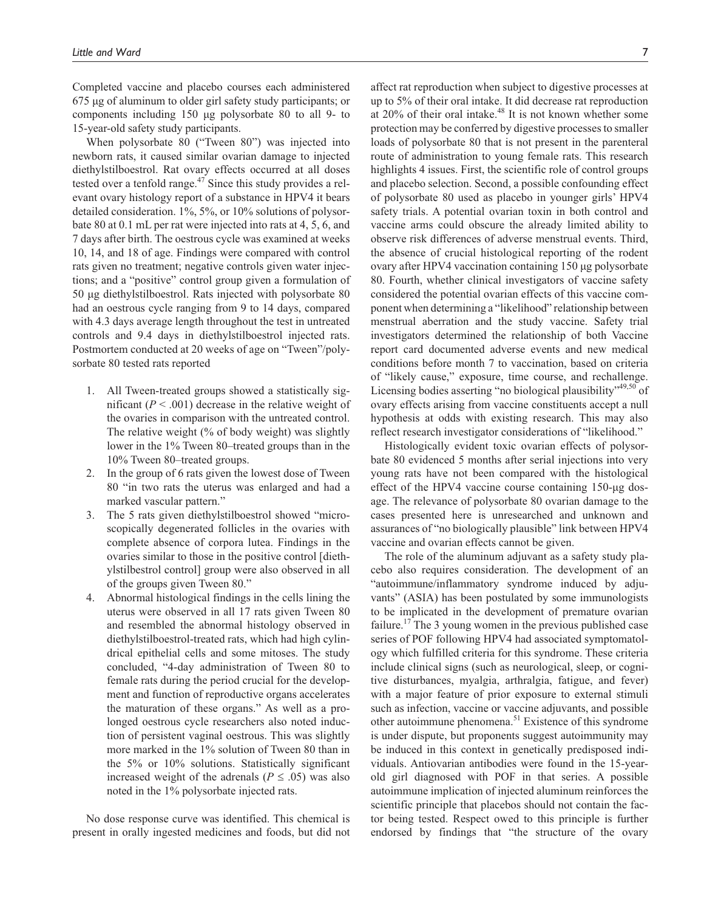Completed vaccine and placebo courses each administered 675 μg of aluminum to older girl safety study participants; or components including 150 μg polysorbate 80 to all 9- to 15-year-old safety study participants.

When polysorbate 80 ("Tween 80") was injected into newborn rats, it caused similar ovarian damage to injected diethylstilboestrol. Rat ovary effects occurred at all doses tested over a tenfold range.[47] Since this study provides a relevant ovary histology report of a substance in HPV4 it bears detailed consideration. 1%, 5%, or 10% solutions of polysorbate 80 at 0.1 mL per rat were injected into rats at 4, 5, 6, and 7 days after birth. The oestrous cycle was examined at weeks 10, 14, and 18 of age. Findings were compared with control rats given no treatment; negative controls given water injections; and a "positive" control group given a formulation of 50 μg diethylstilboestrol. Rats injected with polysorbate 80 had an oestrous cycle ranging from 9 to 14 days, compared with 4.3 days average length throughout the test in untreated controls and 9.4 days in diethylstilboestrol injected rats. Postmortem conducted at 20 weeks of age on "Tween"/polysorbate 80 tested rats reported

1. All Tween-treated groups showed a statistically significant ($P < .001$) decrease in the relative weight of the ovaries in comparison with the untreated control. The relative weight (% of body weight) was slightly lower in the 1% Tween 80–treated groups than in the 10% Tween 80–treated groups.
2. In the group of 6 rats given the lowest dose of Tween 80 "in two rats the uterus was enlarged and had a marked vascular pattern."
3. The 5 rats given diethylstilboestrol showed "microscopically degenerated follicles in the ovaries with complete absence of corpora lutea. Findings in the ovaries similar to those in the positive control [diethylstilbestrol control] group were also observed in all of the groups given Tween 80."
4. Abnormal histological findings in the cells lining the uterus were observed in all 17 rats given Tween 80 and resembled the abnormal histology observed in diethylstilboestrol-treated rats, which had high cylindrical epithelial cells and some mitoses. The study concluded, "4-day administration of Tween 80 to female rats during the period crucial for the development and function of reproductive organs accelerates the maturation of these organs." As well as a prolonged oestrous cycle researchers also noted induction of persistent vaginal oestrous. This was slightly more marked in the 1% solution of Tween 80 than in the 5% or 10% solutions. Statistically significant increased weight of the adrenals ($P \leq .05$) was also noted in the 1% polysorbate injected rats.

No dose response curve was identified. This chemical is present in orally ingested medicines and foods, but did not affect rat reproduction when subject to digestive processes at up to 5% of their oral intake. It did decrease rat reproduction at 20% of their oral intake.[48] It is not known whether some protection may be conferred by digestive processes to smaller loads of polysorbate 80 that is not present in the parenteral route of administration to young female rats. This research highlights 4 issues. First, the scientific role of control groups and placebo selection. Second, a possible confounding effect of polysorbate 80 used as placebo in younger girls' HPV4 safety trials. A potential ovarian toxin in both control and vaccine arms could obscure the already limited ability to observe risk differences of adverse menstrual events. Third, the absence of crucial histological reporting of the rodent ovary after HPV4 vaccination containing 150 μg polysorbate 80. Fourth, whether clinical investigators of vaccine safety considered the potential ovarian effects of this vaccine component when determining a "likelihood" relationship between menstrual aberration and the study vaccine. Safety trial investigators determined the relationship of both Vaccine report card documented adverse events and new medical conditions before month 7 to vaccination, based on criteria of "likely cause," exposure, time course, and rechallenge. Licensing bodies asserting "no biological plausibility"[49,50] of ovary effects arising from vaccine constituents accept a null hypothesis at odds with existing research. This may also reflect research investigator considerations of "likelihood."

Histologically evident toxic ovarian effects of polysorbate 80 evidenced 5 months after serial injections into very young rats have not been compared with the histological effect of the HPV4 vaccine course containing 150-μg dosage. The relevance of polysorbate 80 ovarian damage to the cases presented here is unresearched and unknown and assurances of "no biologically plausible" link between HPV4 vaccine and ovarian effects cannot be given.

The role of the aluminum adjuvant as a safety study placebo also requires consideration. The development of an "autoimmune/inflammatory syndrome induced by adjuvants" (ASIA) has been postulated by some immunologists to be implicated in the development of premature ovarian failure.[17] The 3 young women in the previous published case series of POF following HPV4 had associated symptomatology which fulfilled criteria for this syndrome. These criteria include clinical signs (such as neurological, sleep, or cognitive disturbances, myalgia, arthralgia, fatigue, and fever) with a major feature of prior exposure to external stimuli such as infection, vaccine or vaccine adjuvants, and possible other autoimmune phenomena.[51] Existence of this syndrome is under dispute, but proponents suggest autoimmunity may be induced in this context in genetically predisposed individuals. Antiovarian antibodies were found in the 15-year-old girl diagnosed with POF in that series. A possible autoimmune implication of injected aluminum reinforces the scientific principle that placebos should not contain the factor being tested. Respect owed to this principle is further endorsed by findings that "the structure of the ovary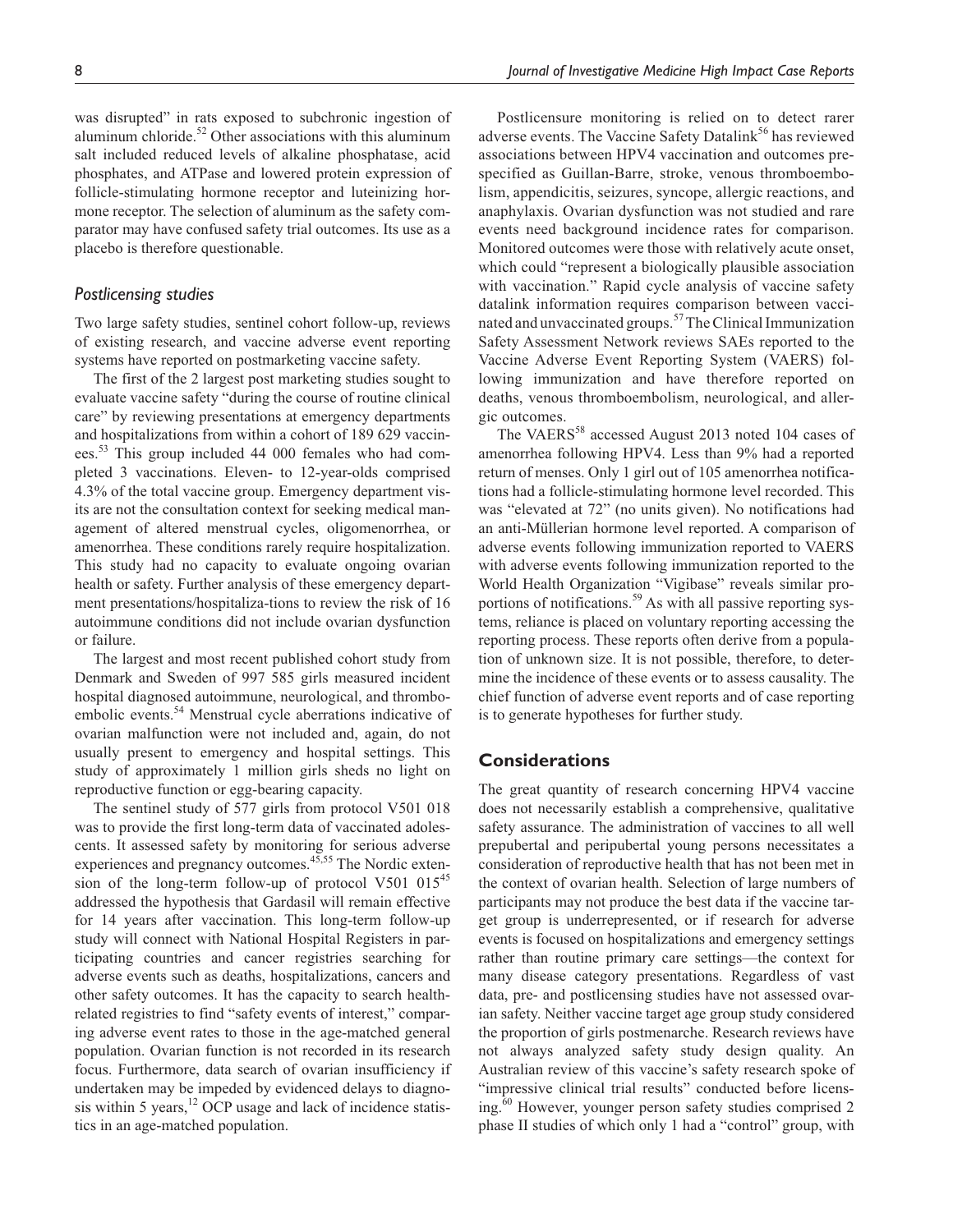was disrupted" in rats exposed to subchronic ingestion of aluminum chloride.[52] Other associations with this aluminum salt included reduced levels of alkaline phosphatase, acid phosphates, and ATPase and lowered protein expression of follicle-stimulating hormone receptor and luteinizing hormone receptor. The selection of aluminum as the safety comparator may have confused safety trial outcomes. Its use as a placebo is therefore questionable.

### *Postlicensing studies*

Two large safety studies, sentinel cohort follow-up, reviews of existing research, and vaccine adverse event reporting systems have reported on postmarketing vaccine safety.

The first of the 2 largest post marketing studies sought to evaluate vaccine safety "during the course of routine clinical care" by reviewing presentations at emergency departments and hospitalizations from within a cohort of 189 629 vaccinees.[53] This group included 44 000 females who had completed 3 vaccinations. Eleven- to 12-year-olds comprised 4.3% of the total vaccine group. Emergency department visits are not the consultation context for seeking medical management of altered menstrual cycles, oligomenorrhea, or amenorrhea. These conditions rarely require hospitalization. This study had no capacity to evaluate ongoing ovarian health or safety. Further analysis of these emergency department presentations/hospitaliza-tions to review the risk of 16 autoimmune conditions did not include ovarian dysfunction or failure.

The largest and most recent published cohort study from Denmark and Sweden of 997 585 girls measured incident hospital diagnosed autoimmune, neurological, and thromboembolic events.[54] Menstrual cycle aberrations indicative of ovarian malfunction were not included and, again, do not usually present to emergency and hospital settings. This study of approximately 1 million girls sheds no light on reproductive function or egg-bearing capacity.

The sentinel study of 577 girls from protocol V501 018 was to provide the first long-term data of vaccinated adolescents. It assessed safety by monitoring for serious adverse experiences and pregnancy outcomes.[45,55] The Nordic extension of the long-term follow-up of protocol V501 015[45] addressed the hypothesis that Gardasil will remain effective for 14 years after vaccination. This long-term follow-up study will connect with National Hospital Registers in participating countries and cancer registries searching for adverse events such as deaths, hospitalizations, cancers and other safety outcomes. It has the capacity to search health-related registries to find "safety events of interest," comparing adverse event rates to those in the age-matched general population. Ovarian function is not recorded in its research focus. Furthermore, data search of ovarian insufficiency if undertaken may be impeded by evidenced delays to diagnosis within 5 years,[12] OCP usage and lack of incidence statistics in an age-matched population.

Postlicensure monitoring is relied on to detect rarer adverse events. The Vaccine Safety Datalink[56] has reviewed associations between HPV4 vaccination and outcomes prespecified as Guillan-Barre, stroke, venous thromboembolism, appendicitis, seizures, syncope, allergic reactions, and anaphylaxis. Ovarian dysfunction was not studied and rare events need background incidence rates for comparison. Monitored outcomes were those with relatively acute onset, which could "represent a biologically plausible association with vaccination." Rapid cycle analysis of vaccine safety datalink information requires comparison between vaccinated and unvaccinated groups.[57] The Clinical Immunization Safety Assessment Network reviews SAEs reported to the Vaccine Adverse Event Reporting System (VAERS) following immunization and have therefore reported on deaths, venous thromboembolism, neurological, and allergic outcomes.

The VAERS[58] accessed August 2013 noted 104 cases of amenorrhea following HPV4. Less than 9% had a reported return of menses. Only 1 girl out of 105 amenorrhea notifications had a follicle-stimulating hormone level recorded. This was "elevated at 72" (no units given). No notifications had an anti-Müllerian hormone level reported. A comparison of adverse events following immunization reported to VAERS with adverse events following immunization reported to the World Health Organization "Vigibase" reveals similar proportions of notifications.[59] As with all passive reporting systems, reliance is placed on voluntary reporting accessing the reporting process. These reports often derive from a population of unknown size. It is not possible, therefore, to determine the incidence of these events or to assess causality. The chief function of adverse event reports and of case reporting is to generate hypotheses for further study.

## Considerations

The great quantity of research concerning HPV4 vaccine does not necessarily establish a comprehensive, qualitative safety assurance. The administration of vaccines to all well prepubertal and peripubertal young persons necessitates a consideration of reproductive health that has not been met in the context of ovarian health. Selection of large numbers of participants may not produce the best data if the vaccine target group is underrepresented, or if research for adverse events is focused on hospitalizations and emergency settings rather than routine primary care settings—the context for many disease category presentations. Regardless of vast data, pre- and postlicensing studies have not assessed ovarian safety. Neither vaccine target age group study considered the proportion of girls postmenarche. Research reviews have not always analyzed safety study design quality. An Australian review of this vaccine's safety research spoke of "impressive clinical trial results" conducted before licensing.[60] However, younger person safety studies comprised 2 phase II studies of which only 1 had a "control" group, with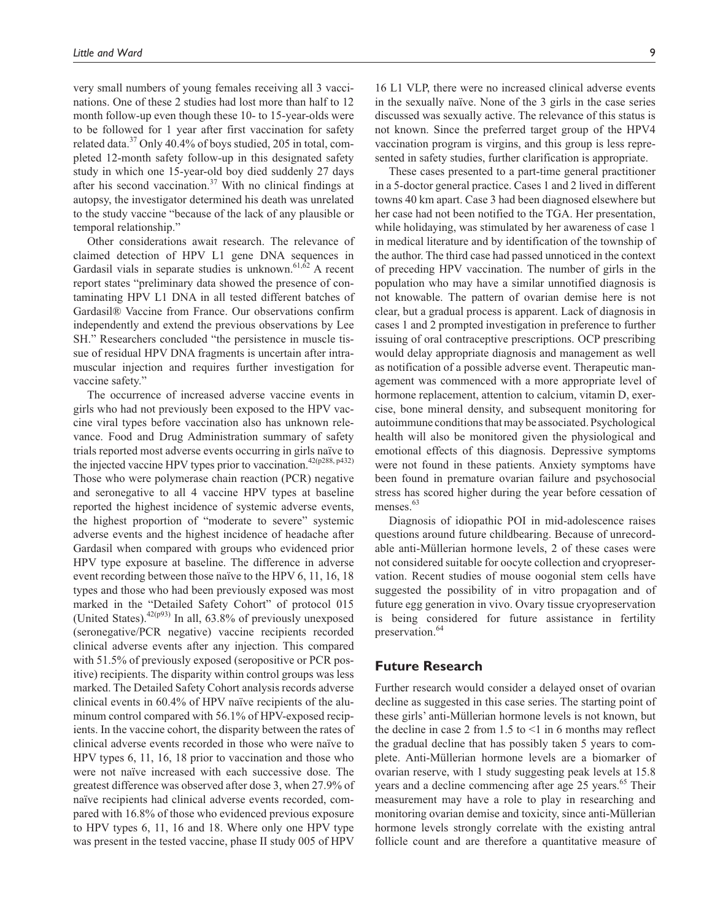very small numbers of young females receiving all 3 vaccinations. One of these 2 studies had lost more than half to 12 month follow-up even though these 10- to 15-year-olds were to be followed for 1 year after first vaccination for safety related data.[37] Only 40.4% of boys studied, 205 in total, completed 12-month safety follow-up in this designated safety study in which one 15-year-old boy died suddenly 27 days after his second vaccination.[37] With no clinical findings at autopsy, the investigator determined his death was unrelated to the study vaccine "because of the lack of any plausible or temporal relationship."

Other considerations await research. The relevance of claimed detection of HPV L1 gene DNA sequences in Gardasil vials in separate studies is unknown.[61,62] A recent report states "preliminary data showed the presence of contaminating HPV L1 DNA in all tested different batches of Gardasil® Vaccine from France. Our observations confirm independently and extend the previous observations by Lee SH." Researchers concluded "the persistence in muscle tissue of residual HPV DNA fragments is uncertain after intramuscular injection and requires further investigation for vaccine safety."

The occurrence of increased adverse vaccine events in girls who had not previously been exposed to the HPV vaccine viral types before vaccination also has unknown relevance. Food and Drug Administration summary of safety trials reported most adverse events occurring in girls naïve to the injected vaccine HPV types prior to vaccination.[42(p288, p432)] Those who were polymerase chain reaction (PCR) negative and seronegative to all 4 vaccine HPV types at baseline reported the highest incidence of systemic adverse events, the highest proportion of "moderate to severe" systemic adverse events and the highest incidence of headache after Gardasil when compared with groups who evidenced prior HPV type exposure at baseline. The difference in adverse event recording between those naïve to the HPV 6, 11, 16, 18 types and those who had been previously exposed was most marked in the "Detailed Safety Cohort" of protocol 015 (United States).[42(p93)] In all, 63.8% of previously unexposed (seronegative/PCR negative) vaccine recipients recorded clinical adverse events after any injection. This compared with 51.5% of previously exposed (seropositive or PCR positive) recipients. The disparity within control groups was less marked. The Detailed Safety Cohort analysis records adverse clinical events in 60.4% of HPV naïve recipients of the aluminum control compared with 56.1% of HPV-exposed recipients. In the vaccine cohort, the disparity between the rates of clinical adverse events recorded in those who were naïve to HPV types 6, 11, 16, 18 prior to vaccination and those who were not naïve increased with each successive dose. The greatest difference was observed after dose 3, when 27.9% of naïve recipients had clinical adverse events recorded, compared with 16.8% of those who evidenced previous exposure to HPV types 6, 11, 16 and 18. Where only one HPV type was present in the tested vaccine, phase II study 005 of HPV 16 L1 VLP, there were no increased clinical adverse events in the sexually naïve. None of the 3 girls in the case series discussed was sexually active. The relevance of this status is not known. Since the preferred target group of the HPV4 vaccination program is virgins, and this group is less represented in safety studies, further clarification is appropriate.

These cases presented to a part-time general practitioner in a 5-doctor general practice. Cases 1 and 2 lived in different towns 40 km apart. Case 3 had been diagnosed elsewhere but her case had not been notified to the TGA. Her presentation, while holidaying, was stimulated by her awareness of case 1 in medical literature and by identification of the township of the author. The third case had passed unnoticed in the context of preceding HPV vaccination. The number of girls in the population who may have a similar unnotified diagnosis is not knowable. The pattern of ovarian demise here is not clear, but a gradual process is apparent. Lack of diagnosis in cases 1 and 2 prompted investigation in preference to further issuing of oral contraceptive prescriptions. OCP prescribing would delay appropriate diagnosis and management as well as notification of a possible adverse event. Therapeutic management was commenced with a more appropriate level of hormone replacement, attention to calcium, vitamin D, exercise, bone mineral density, and subsequent monitoring for autoimmune conditions that may be associated. Psychological health will also be monitored given the physiological and emotional effects of this diagnosis. Depressive symptoms were not found in these patients. Anxiety symptoms have been found in premature ovarian failure and psychosocial stress has scored higher during the year before cessation of menses.[63]

Diagnosis of idiopathic POI in mid-adolescence raises questions around future childbearing. Because of unrecordable anti-Müllerian hormone levels, 2 of these cases were not considered suitable for oocyte collection and cryopreservation. Recent studies of mouse oogonial stem cells have suggested the possibility of in vitro propagation and of future egg generation in vivo. Ovary tissue cryopreservation is being considered for future assistance in fertility preservation.[64]

## Future Research

Further research would consider a delayed onset of ovarian decline as suggested in this case series. The starting point of these girls' anti-Müllerian hormone levels is not known, but the decline in case 2 from 1.5 to <1 in 6 months may reflect the gradual decline that has possibly taken 5 years to complete. Anti-Müllerian hormone levels are a biomarker of ovarian reserve, with 1 study suggesting peak levels at 15.8 years and a decline commencing after age 25 years.[65] Their measurement may have a role to play in researching and monitoring ovarian demise and toxicity, since anti-Müllerian hormone levels strongly correlate with the existing antral follicle count and are therefore a quantitative measure of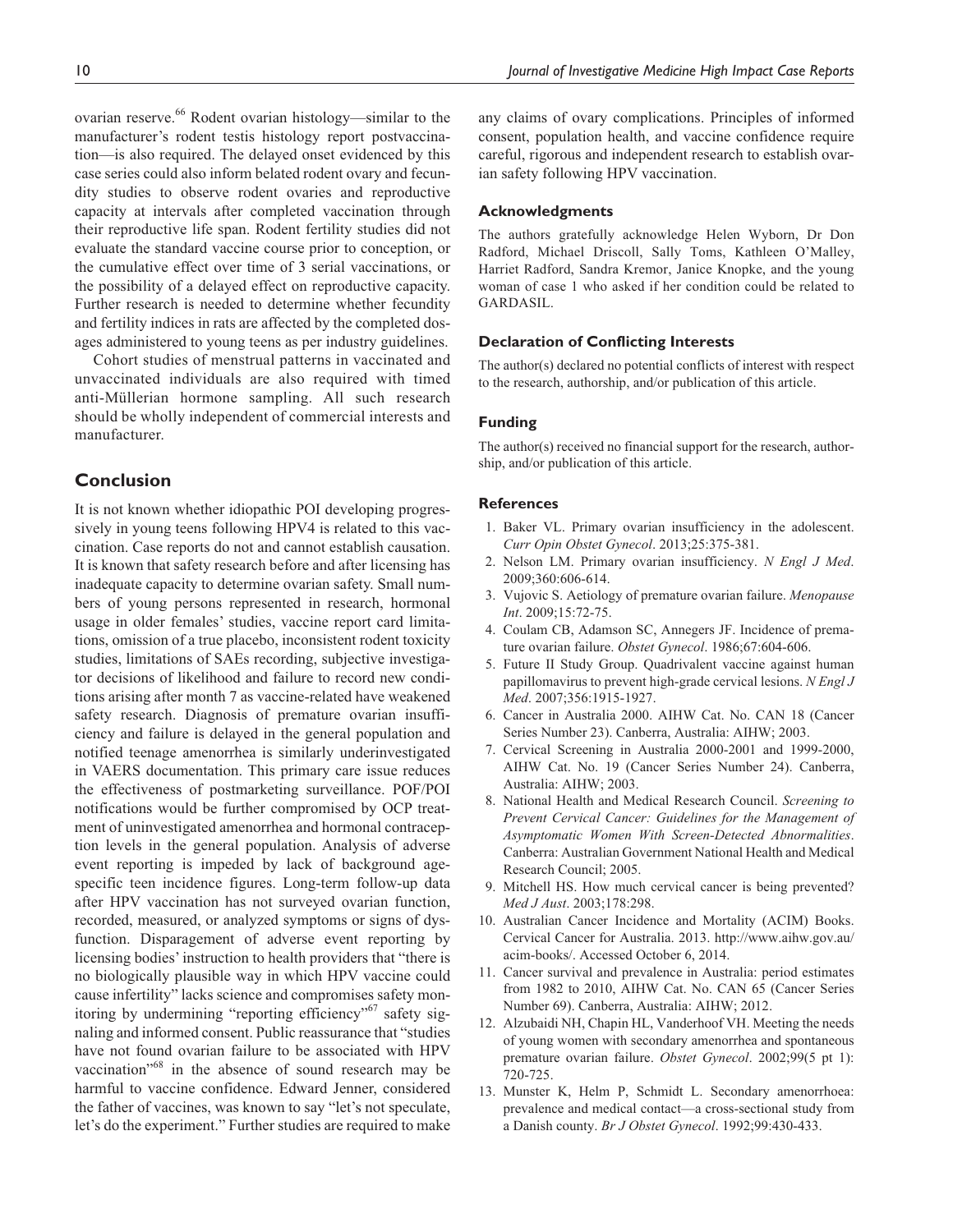ovarian reserve.[66] Rodent ovarian histology—similar to the manufacturer's rodent testis histology report postvaccination—is also required. The delayed onset evidenced by this case series could also inform belated rodent ovary and fecundity studies to observe rodent ovaries and reproductive capacity at intervals after completed vaccination through their reproductive life span. Rodent fertility studies did not evaluate the standard vaccine course prior to conception, or the cumulative effect over time of 3 serial vaccinations, or the possibility of a delayed effect on reproductive capacity. Further research is needed to determine whether fecundity and fertility indices in rats are affected by the completed dosages administered to young teens as per industry guidelines.

Cohort studies of menstrual patterns in vaccinated and unvaccinated individuals are also required with timed anti-Müllerian hormone sampling. All such research should be wholly independent of commercial interests and manufacturer.

## Conclusion

It is not known whether idiopathic POI developing progressively in young teens following HPV4 is related to this vaccination. Case reports do not and cannot establish causation. It is known that safety research before and after licensing has inadequate capacity to determine ovarian safety. Small numbers of young persons represented in research, hormonal usage in older females' studies, vaccine report card limitations, omission of a true placebo, inconsistent rodent toxicity studies, limitations of SAEs recording, subjective investigator decisions of likelihood and failure to record new conditions arising after month 7 as vaccine-related have weakened safety research. Diagnosis of premature ovarian insufficiency and failure is delayed in the general population and notified teenage amenorrhea is similarly underinvestigated in VAERS documentation. This primary care issue reduces the effectiveness of postmarketing surveillance. POF/POI notifications would be further compromised by OCP treatment of uninvestigated amenorrhea and hormonal contraception levels in the general population. Analysis of adverse event reporting is impeded by lack of background age-specific teen incidence figures. Long-term follow-up data after HPV vaccination has not surveyed ovarian function, recorded, measured, or analyzed symptoms or signs of dysfunction. Disparagement of adverse event reporting by licensing bodies' instruction to health providers that "there is no biologically plausible way in which HPV vaccine could cause infertility" lacks science and compromises safety monitoring by undermining "reporting efficiency"[67] safety signaling and informed consent. Public reassurance that "studies have not found ovarian failure to be associated with HPV vaccination"[68] in the absence of sound research may be harmful to vaccine confidence. Edward Jenner, considered the father of vaccines, was known to say "let's not speculate, let's do the experiment." Further studies are required to make any claims of ovary complications. Principles of informed consent, population health, and vaccine confidence require careful, rigorous and independent research to establish ovarian safety following HPV vaccination.

### Acknowledgments

The authors gratefully acknowledge Helen Wyborn, Dr Don Radford, Michael Driscoll, Sally Toms, Kathleen O'Malley, Harriet Radford, Sandra Kremor, Janice Knopke, and the young woman of case 1 who asked if her condition could be related to GARDASIL.

### Declaration of Conflicting Interests

The author(s) declared no potential conflicts of interest with respect to the research, authorship, and/or publication of this article.

### Funding

The author(s) received no financial support for the research, authorship, and/or publication of this article.

### References

1. Baker VL. Primary ovarian insufficiency in the adolescent. *Curr Opin Obstet Gynecol*. 2013;25:375-381.
2. Nelson LM. Primary ovarian insufficiency. *N Engl J Med*. 2009;360:606-614.
3. Vujovic S. Aetiology of premature ovarian failure. *Menopause Int*. 2009;15:72-75.
4. Coulam CB, Adamson SC, Annegers JF. Incidence of premature ovarian failure. *Obstet Gynecol*. 1986;67:604-606.
5. Future II Study Group. Quadrivalent vaccine against human papillomavirus to prevent high-grade cervical lesions. *N Engl J Med*. 2007;356:1915-1927.
6. Cancer in Australia 2000. AIHW Cat. No. CAN 18 (Cancer Series Number 23). Canberra, Australia: AIHW; 2003.
7. Cervical Screening in Australia 2000-2001 and 1999-2000, AIHW Cat. No. 19 (Cancer Series Number 24). Canberra, Australia: AIHW; 2003.
8. National Health and Medical Research Council. *Screening to Prevent Cervical Cancer: Guidelines for the Management of Asymptomatic Women With Screen-Detected Abnormalities*. Canberra: Australian Government National Health and Medical Research Council; 2005.
9. Mitchell HS. How much cervical cancer is being prevented? *Med J Aust*. 2003;178:298.
10. Australian Cancer Incidence and Mortality (ACIM) Books. Cervical Cancer for Australia. 2013. http://www.aihw.gov.au/acim-books/. Accessed October 6, 2014.
11. Cancer survival and prevalence in Australia: period estimates from 1982 to 2010, AIHW Cat. No. CAN 65 (Cancer Series Number 69). Canberra, Australia: AIHW; 2012.
12. Alzubaidi NH, Chapin HL, Vanderhoof VH. Meeting the needs of young women with secondary amenorrhea and spontaneous premature ovarian failure. *Obstet Gynecol*. 2002;99(5 pt 1):720-725.
13. Munster K, Helm P, Schmidt L. Secondary amenorrhoea: prevalence and medical contact—a cross-sectional study from a Danish county. *Br J Obstet Gynecol*. 1992;99:430-433.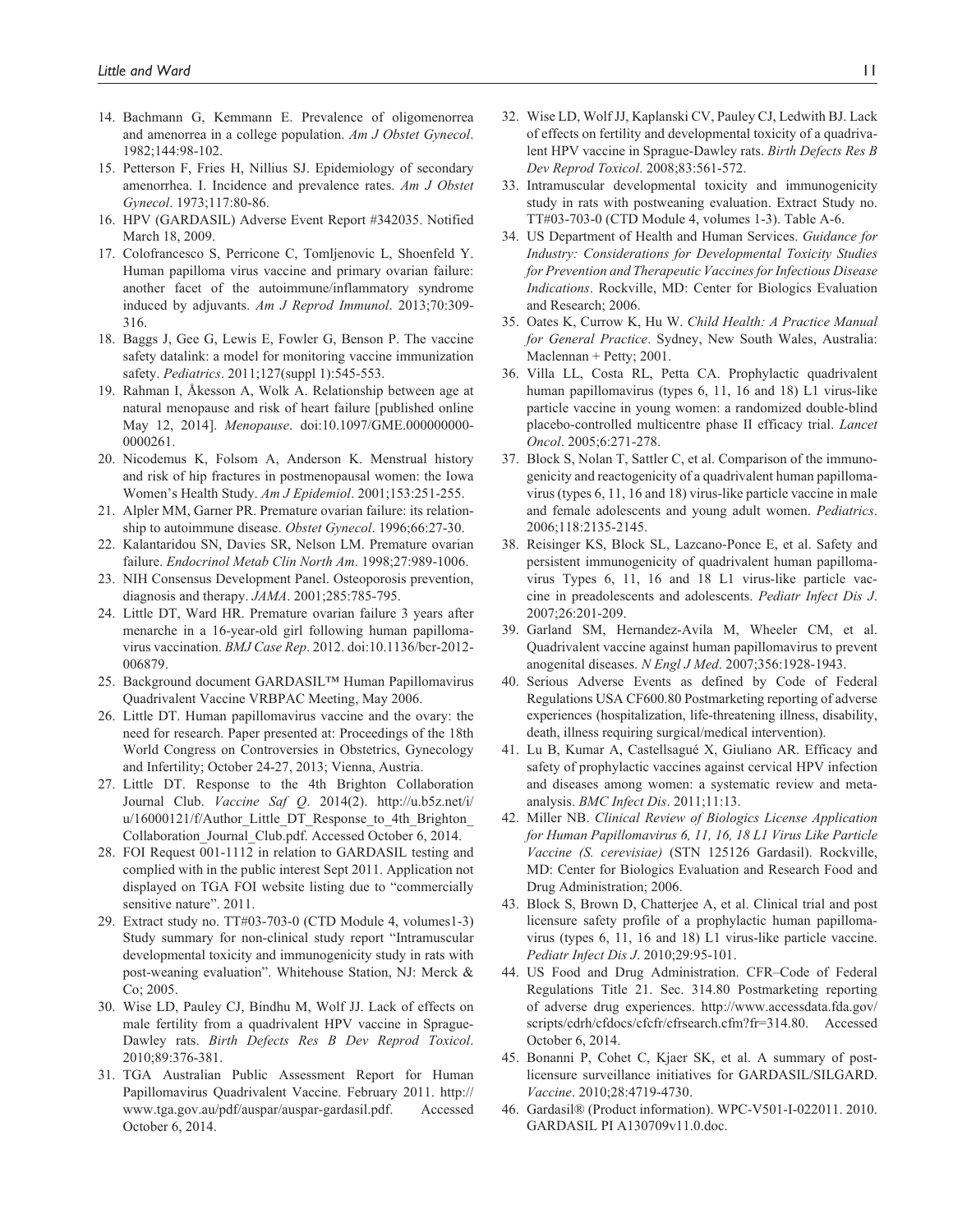14. Bachmann G, Kemmann E. Prevalence of oligomenorrea and amenorrea in a college population. *Am J Obstet Gynecol*. 1982;144:98-102.
15. Petterson F, Fries H, Nillius SJ. Epidemiology of secondary amenorrhea. I. Incidence and prevalence rates. *Am J Obstet Gynecol*. 1973;117:80-86.
16. HPV (GARDASIL) Adverse Event Report #342035. Notified March 18, 2009.
17. Colofrancesco S, Perricone C, Tomljenovic L, Shoenfeld Y. Human papilloma virus vaccine and primary ovarian failure: another facet of the autoimmune/inflammatory syndrome induced by adjuvants. *Am J Reprod Immunol*. 2013;70:309-316.
18. Baggs J, Gee G, Lewis E, Fowler G, Benson P. The vaccine safety datalink: a model for monitoring vaccine immunization safety. *Pediatrics*. 2011;127(suppl 1):545-553.
19. Rahman I, Åkesson A, Wolk A. Relationship between age at natural menopause and risk of heart failure [published online May 12, 2014]. *Menopause*. doi:10.1097/GME.0000000000000261.
20. Nicodemus K, Folsom A, Anderson K. Menstrual history and risk of hip fractures in postmenopausal women: the Iowa Women's Health Study. *Am J Epidemiol*. 2001;153:251-255.
21. Alpler MM, Garner PR. Premature ovarian failure: its relationship to autoimmune disease. *Obstet Gynecol*. 1996;66:27-30.
22. Kalantaridou SN, Davies SR, Nelson LM. Premature ovarian failure. *Endocrinol Metab Clin North Am*. 1998;27:989-1006.
23. NIH Consensus Development Panel. Osteoporosis prevention, diagnosis and therapy. *JAMA*. 2001;285:785-795.
24. Little DT, Ward HR. Premature ovarian failure 3 years after menarche in a 16-year-old girl following human papillomavirus vaccination. *BMJ Case Rep*. 2012. doi:10.1136/bcr-2012-006879.
25. Background document GARDASIL™ Human Papillomavirus Quadrivalent Vaccine VRBPAC Meeting, May 2006.
26. Little DT. Human papillomavirus vaccine and the ovary: the need for research. Paper presented at: Proceedings of the 18th World Congress on Controversies in Obstetrics, Gynecology and Infertility; October 24-27, 2013; Vienna, Austria.
27. Little DT. Response to the 4th Brighton Collaboration Journal Club. *Vaccine Saf Q*. 2014(2). http://u.b5z.net/i/u/16000121/f/Author_Little_DT_Response_to_4th_Brighton_Collaboration_Journal_Club.pdf. Accessed October 6, 2014.
28. FOI Request 001-1112 in relation to GARDASIL testing and complied with in the public interest Sept 2011. Application not displayed on TGA FOI website listing due to "commercially sensitive nature". 2011.
29. Extract study no. TT#03-703-0 (CTD Module 4, volumes1-3) Study summary for non-clinical study report "Intramuscular developmental toxicity and immunogenicity study in rats with post-weaning evaluation". Whitehouse Station, NJ: Merck & Co; 2005.
30. Wise LD, Pauley CJ, Bindhu M, Wolf JJ. Lack of effects on male fertility from a quadrivalent HPV vaccine in Sprague-Dawley rats. *Birth Defects Res B Dev Reprod Toxicol*. 2010;89:376-381.
31. TGA Australian Public Assessment Report for Human Papillomavirus Quadrivalent Vaccine. February 2011. http://www.tga.gov.au/pdf/auspar/auspar-gardasil.pdf. Accessed October 6, 2014.
32. Wise LD, Wolf JJ, Kaplanski CV, Pauley CJ, Ledwith BJ. Lack of effects on fertility and developmental toxicity of a quadrivalent HPV vaccine in Sprague-Dawley rats. *Birth Defects Res B Dev Reprod Toxicol*. 2008;83:561-572.
33. Intramuscular developmental toxicity and immunogenicity study in rats with postweaning evaluation. Extract Study no. TT#03-703-0 (CTD Module 4, volumes 1-3). Table A-6.
34. US Department of Health and Human Services. *Guidance for Industry: Considerations for Developmental Toxicity Studies for Prevention and Therapeutic Vaccines for Infectious Disease Indications*. Rockville, MD: Center for Biologics Evaluation and Research; 2006.
35. Oates K, Currow K, Hu W. *Child Health: A Practice Manual for General Practice*. Sydney, New South Wales, Australia: Maclennan + Petty; 2001.
36. Villa LL, Costa RL, Petta CA. Prophylactic quadrivalent human papillomavirus (types 6, 11, 16 and 18) L1 virus-like particle vaccine in young women: a randomized double-blind placebo-controlled multicentre phase II efficacy trial. *Lancet Oncol*. 2005;6:271-278.
37. Block S, Nolan T, Sattler C, et al. Comparison of the immunogenicity and reactogenicity of a quadrivalent human papillomavirus (types 6, 11, 16 and 18) virus-like particle vaccine in male and female adolescents and young adult women. *Pediatrics*. 2006;118:2135-2145.
38. Reisinger KS, Block SL, Lazcano-Ponce E, et al. Safety and persistent immunogenicity of quadrivalent human papillomavirus Types 6, 11, 16 and 18 L1 virus-like particle vaccine in preadolescents and adolescents. *Pediatr Infect Dis J*. 2007;26:201-209.
39. Garland SM, Hernandez-Avila M, Wheeler CM, et al. Quadrivalent vaccine against human papillomavirus to prevent anogenital diseases. *N Engl J Med*. 2007;356:1928-1943.
40. Serious Adverse Events as defined by Code of Federal Regulations USA CF600.80 Postmarketing reporting of adverse experiences (hospitalization, life-threatening illness, disability, death, illness requiring surgical/medical intervention).
41. Lu B, Kumar A, Castellsagué X, Giuliano AR. Efficacy and safety of prophylactic vaccines against cervical HPV infection and diseases among women: a systematic review and meta-analysis. *BMC Infect Dis*. 2011;11:13.
42. Miller NB. *Clinical Review of Biologics License Application for Human Papillomavirus 6, 11, 16, 18 L1 Virus Like Particle Vaccine (S. cerevisiae)* (STN 125126 Gardasil). Rockville, MD: Center for Biologics Evaluation and Research Food and Drug Administration; 2006.
43. Block S, Brown D, Chatterjee A, et al. Clinical trial and post licensure safety profile of a prophylactic human papillomavirus (types 6, 11, 16 and 18) L1 virus-like particle vaccine. *Pediatr Infect Dis J*. 2010;29:95-101.
44. US Food and Drug Administration. CFR–Code of Federal Regulations Title 21. Sec. 314.80 Postmarketing reporting of adverse drug experiences. http://www.accessdata.fda.gov/scripts/cdrh/cfdocs/cfcfr/cfrsearch.cfm?fr=314.80. Accessed October 6, 2014.
45. Bonanni P, Cohet C, Kjaer SK, et al. A summary of post-licensure surveillance initiatives for GARDASIL/SILGARD. *Vaccine*. 2010;28:4719-4730.
46. Gardasil® (Product information). WPC-V501-I-022011. 2010. GARDASIL PI A130709v11.0.doc.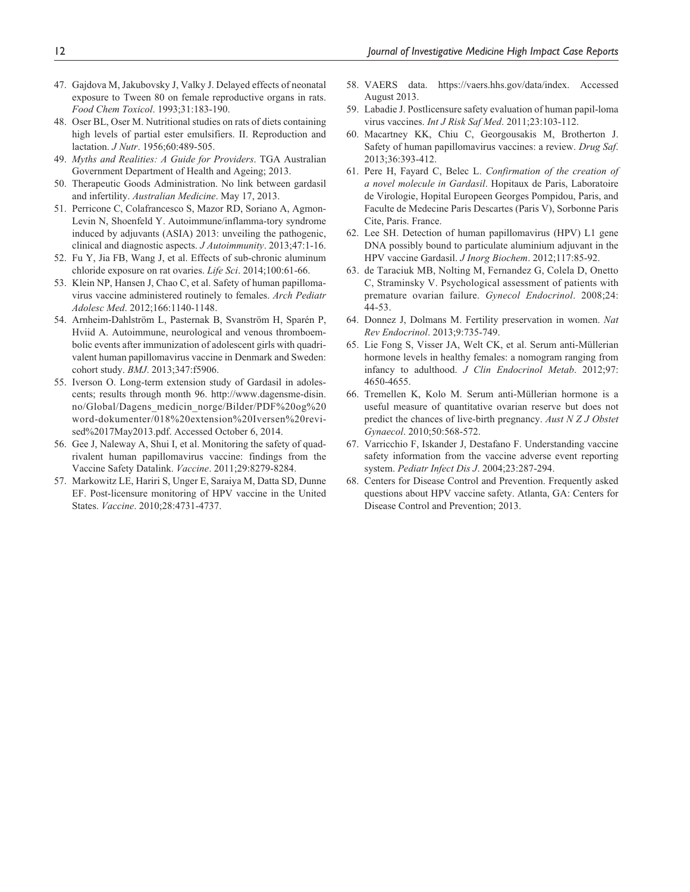47. Gajdova M, Jakubovsky J, Valky J. Delayed effects of neonatal exposure to Tween 80 on female reproductive organs in rats. *Food Chem Toxicol*. 1993;31:183-190.
48. Oser BL, Oser M. Nutritional studies on rats of diets containing high levels of partial ester emulsifiers. II. Reproduction and lactation. *J Nutr*. 1956;60:489-505.
49. *Myths and Realities: A Guide for Providers*. TGA Australian Government Department of Health and Ageing; 2013.
50. Therapeutic Goods Administration. No link between gardasil and infertility. *Australian Medicine*. May 17, 2013.
51. Perricone C, Colafrancesco S, Mazor RD, Soriano A, Agmon-Levin N, Shoenfeld Y. Autoimmune/inflamma-tory syndrome induced by adjuvants (ASIA) 2013: unveiling the pathogenic, clinical and diagnostic aspects. *J Autoimmunity*. 2013;47:1-16.
52. Fu Y, Jia FB, Wang J, et al. Effects of sub-chronic aluminum chloride exposure on rat ovaries. *Life Sci*. 2014;100:61-66.
53. Klein NP, Hansen J, Chao C, et al. Safety of human papillomavirus vaccine administered routinely to females. *Arch Pediatr Adolesc Med*. 2012;166:1140-1148.
54. Arnheim-Dahlström L, Pasternak B, Svanström H, Sparén P, Hviid A. Autoimmune, neurological and venous thromboembolic events after immunization of adolescent girls with quadrivalent human papillomavirus vaccine in Denmark and Sweden: cohort study. *BMJ*. 2013;347:f5906.
55. Iverson O. Long-term extension study of Gardasil in adolescents; results through month 96. http://www.dagensme-disin.no/Global/Dagens_medicin_norge/Bilder/PDF%20og%20word-dokumenter/018%20extension%20Iversen%20revised%2017May2013.pdf. Accessed October 6, 2014.
56. Gee J, Naleway A, Shui I, et al. Monitoring the safety of quadrivalent human papillomavirus vaccine: findings from the Vaccine Safety Datalink. *Vaccine*. 2011;29:8279-8284.
57. Markowitz LE, Hariri S, Unger E, Saraiya M, Datta SD, Dunne EF. Post-licensure monitoring of HPV vaccine in the United States. *Vaccine*. 2010;28:4731-4737.
58. VAERS data. https://vaers.hhs.gov/data/index. Accessed August 2013.
59. Labadie J. Postlicensure safety evaluation of human papil-loma virus vaccines. *Int J Risk Saf Med*. 2011;23:103-112.
60. Macartney KK, Chiu C, Georgousakis M, Brotherton J. Safety of human papillomavirus vaccines: a review. *Drug Saf*. 2013;36:393-412.
61. Pere H, Fayard C, Belec L. *Confirmation of the creation of a novel molecule in Gardasil*. Hopitaux de Paris, Laboratoire de Virologie, Hopital Europeen Georges Pompidou, Paris, and Faculte de Medecine Paris Descartes (Paris V), Sorbonne Paris Cite, Paris. France.
62. Lee SH. Detection of human papillomavirus (HPV) L1 gene DNA possibly bound to particulate aluminium adjuvant in the HPV vaccine Gardasil. *J Inorg Biochem*. 2012;117:85-92.
63. de Taraciuk MB, Nolting M, Fernandez G, Colela D, Onetto C, Straminsky V. Psychological assessment of patients with premature ovarian failure. *Gynecol Endocrinol*. 2008;24:44-53.
64. Donnez J, Dolmans M. Fertility preservation in women. *Nat Rev Endocrinol*. 2013;9:735-749.
65. Lie Fong S, Visser JA, Welt CK, et al. Serum anti-Müllerian hormone levels in healthy females: a nomogram ranging from infancy to adulthood. *J Clin Endocrinol Metab*. 2012;97:4650-4655.
66. Tremellen K, Kolo M. Serum anti-Müllerian hormone is a useful measure of quantitative ovarian reserve but does not predict the chances of live-birth pregnancy. *Aust N Z J Obstet Gynaecol*. 2010;50:568-572.
67. Varricchio F, Iskander J, Destafano F. Understanding vaccine safety information from the vaccine adverse event reporting system. *Pediatr Infect Dis J*. 2004;23:287-294.
68. Centers for Disease Control and Prevention. Frequently asked questions about HPV vaccine safety. Atlanta, GA: Centers for Disease Control and Prevention; 2013.